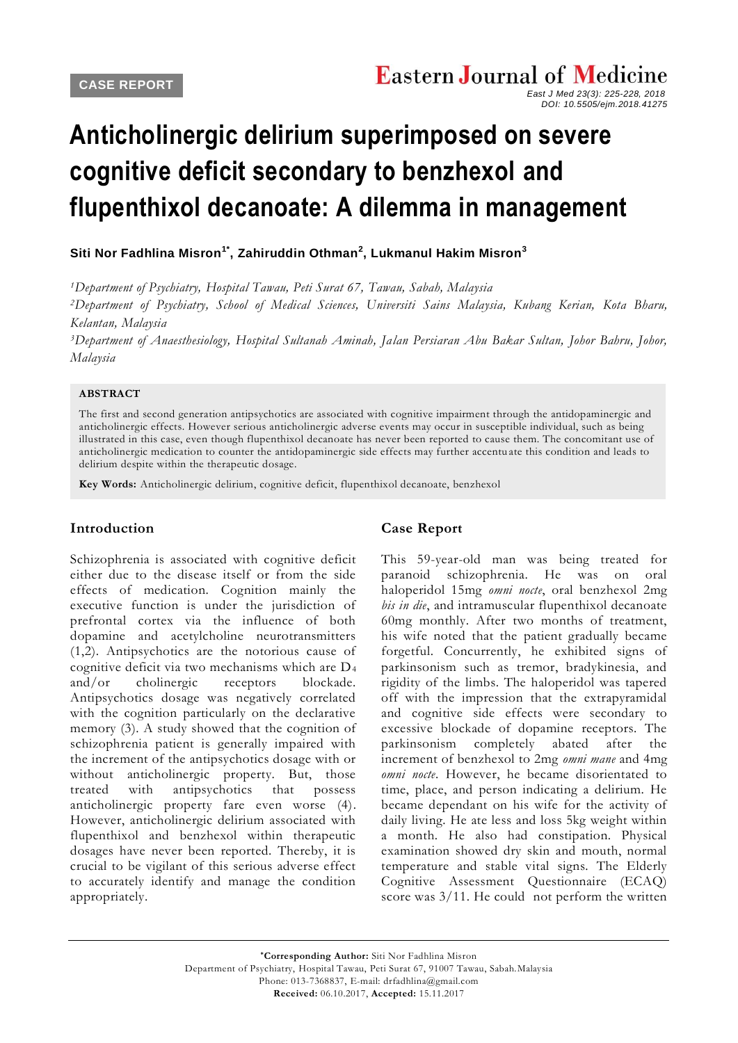CASE REPORT

# Anticholinergic delirium superimposed on severe cognitive deficit secondary to benzhexol and flupenthixol decanoate: A dilemma in management

**Siti Nor Fadhlina Misron[1*], Zahiruddin Othman[2], Lukmanul Hakim Misron[3]**

*[1]Department of Psychiatry, Hospital Tawau, Peti Surat 67, Tawau, Sabah, Malaysia*
*[2]Department of Psychiatry, School of Medical Sciences, Universiti Sains Malaysia, Kubang Kerian, Kota Bharu, Kelantan, Malaysia*
*[3]Department of Anaesthesiology, Hospital Sultanah Aminah, Jalan Persiaran Abu Bakar Sultan, Johor Bahru, Johor, Malaysia*

**ABSTRACT**

The first and second generation antipsychotics are associated with cognitive impairment through the antidopaminergic and anticholinergic effects. However serious anticholinergic adverse events may occur in susceptible individual, such as being illustrated in this case, even though flupenthixol decanoate has never been reported to cause them. The concomitant use of anticholinergic medication to counter the antidopaminergic side effects may further accentuate this condition and leads to delirium despite within the therapeutic dosage.

**Key Words:** Anticholinergic delirium, cognitive deficit, flupenthixol decanoate, benzhexol

## Introduction

Schizophrenia is associated with cognitive deficit either due to the disease itself or from the side effects of medication. Cognition mainly the executive function is under the jurisdiction of prefrontal cortex via the influence of both dopamine and acetylcholine neurotransmitters (1,2). Antipsychotics are the notorious cause of cognitive deficit via two mechanisms which are $D_4$ and/or cholinergic receptors blockade. Antipsychotics dosage was negatively correlated with the cognition particularly on the declarative memory (3). A study showed that the cognition of schizophrenia patient is generally impaired with the increment of the antipsychotics dosage with or without anticholinergic property. But, those treated with antipsychotics that possess anticholinergic property fare even worse (4). However, anticholinergic delirium associated with flupenthixol and benzhexol within therapeutic dosages have never been reported. Thereby, it is crucial to be vigilant of this serious adverse effect to accurately identify and manage the condition appropriately.

## Case Report

This 59-year-old man was being treated for paranoid schizophrenia. He was on oral haloperidol 15mg *omni nocte*, oral benzhexol 2mg *bis in die*, and intramuscular flupenthixol decanoate 60mg monthly. After two months of treatment, his wife noted that the patient gradually became forgetful. Concurrently, he exhibited signs of parkinsonism such as tremor, bradykinesia, and rigidity of the limbs. The haloperidol was tapered off with the impression that the extrapyramidal and cognitive side effects were secondary to excessive blockade of dopamine receptors. The parkinsonism completely abated after the increment of benzhexol to 2mg *omni mane* and 4mg *omni nocte*. However, he became disorientated to time, place, and person indicating a delirium. He became dependant on his wife for the activity of daily living. He ate less and loss 5kg weight within a month. He also had constipation. Physical examination showed dry skin and mouth, normal temperature and stable vital signs. The Elderly Cognitive Assessment Questionnaire (ECAQ) score was 3/11. He could not perform the written

---

**\*Corresponding Author:** Siti Nor Fadhlina Misron
Department of Psychiatry, Hospital Tawau, Peti Surat 67, 91007 Tawau, Sabah.Malaysia
Phone: 013-7368837, E-mail: drfadhlina@gmail.com
**Received:** 06.10.2017, **Accepted:** 15.11.2017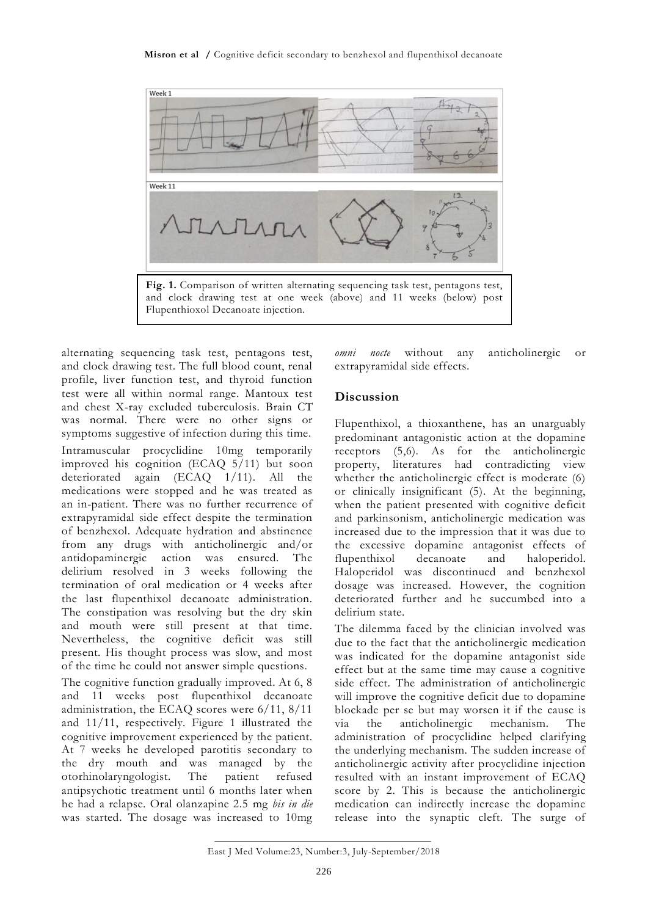**Fig. 1.** Comparison of written alternating sequencing task test, pentagons test, and clock drawing test at one week (above) and 11 weeks (below) post Flupenthioxol Decanoate injection.

alternating sequencing task test, pentagons test, and clock drawing test. The full blood count, renal profile, liver function test, and thyroid function test were all within normal range. Mantoux test and chest X-ray excluded tuberculosis. Brain CT was normal. There were no other signs or symptoms suggestive of infection during this time.

Intramuscular procyclidine 10mg temporarily improved his cognition (ECAQ 5/11) but soon deteriorated again (ECAQ 1/11). All the medications were stopped and he was treated as an in-patient. There was no further recurrence of extrapyramidal side effect despite the termination of benzhexol. Adequate hydration and abstinence from any drugs with anticholinergic and/or antidopaminergic action was ensured. The delirium resolved in 3 weeks following the termination of oral medication or 4 weeks after the last flupenthixol decanoate administration. The constipation was resolving but the dry skin and mouth were still present at that time. Nevertheless, the cognitive deficit was still present. His thought process was slow, and most of the time he could not answer simple questions.

The cognitive function gradually improved. At 6, 8 and 11 weeks post flupenthixol decanoate administration, the ECAQ scores were 6/11, 8/11 and 11/11, respectively. Figure 1 illustrated the cognitive improvement experienced by the patient. At 7 weeks he developed parotitis secondary to the dry mouth and was managed by the otorhinolaryngologist. The patient refused antipsychotic treatment until 6 months later when he had a relapse. Oral olanzapine 2.5 mg *bis in die* was started. The dosage was increased to 10mg *omni nocte* without any anticholinergic or extrapyramidal side effects.

## Discussion

Flupenthixol, a thioxanthene, has an unarguably predominant antagonistic action at the dopamine receptors (5,6). As for the anticholinergic property, literatures had contradicting view whether the anticholinergic effect is moderate (6) or clinically insignificant (5). At the beginning, when the patient presented with cognitive deficit and parkinsonism, anticholinergic medication was increased due to the impression that it was due to the excessive dopamine antagonist effects of flupenthixol decanoate and haloperidol. Haloperidol was discontinued and benzhexol dosage was increased. However, the cognition deteriorated further and he succumbed into a delirium state.

The dilemma faced by the clinician involved was due to the fact that the anticholinergic medication was indicated for the dopamine antagonist side effect but at the same time may cause a cognitive side effect. The administration of anticholinergic will improve the cognitive deficit due to dopamine blockade per se but may worsen it if the cause is via the anticholinergic mechanism. The administration of procyclidine helped clarifying the underlying mechanism. The sudden increase of anticholinergic activity after procyclidine injection resulted with an instant improvement of ECAQ score by 2. This is because the anticholinergic medication can indirectly increase the dopamine release into the synaptic cleft. The surge of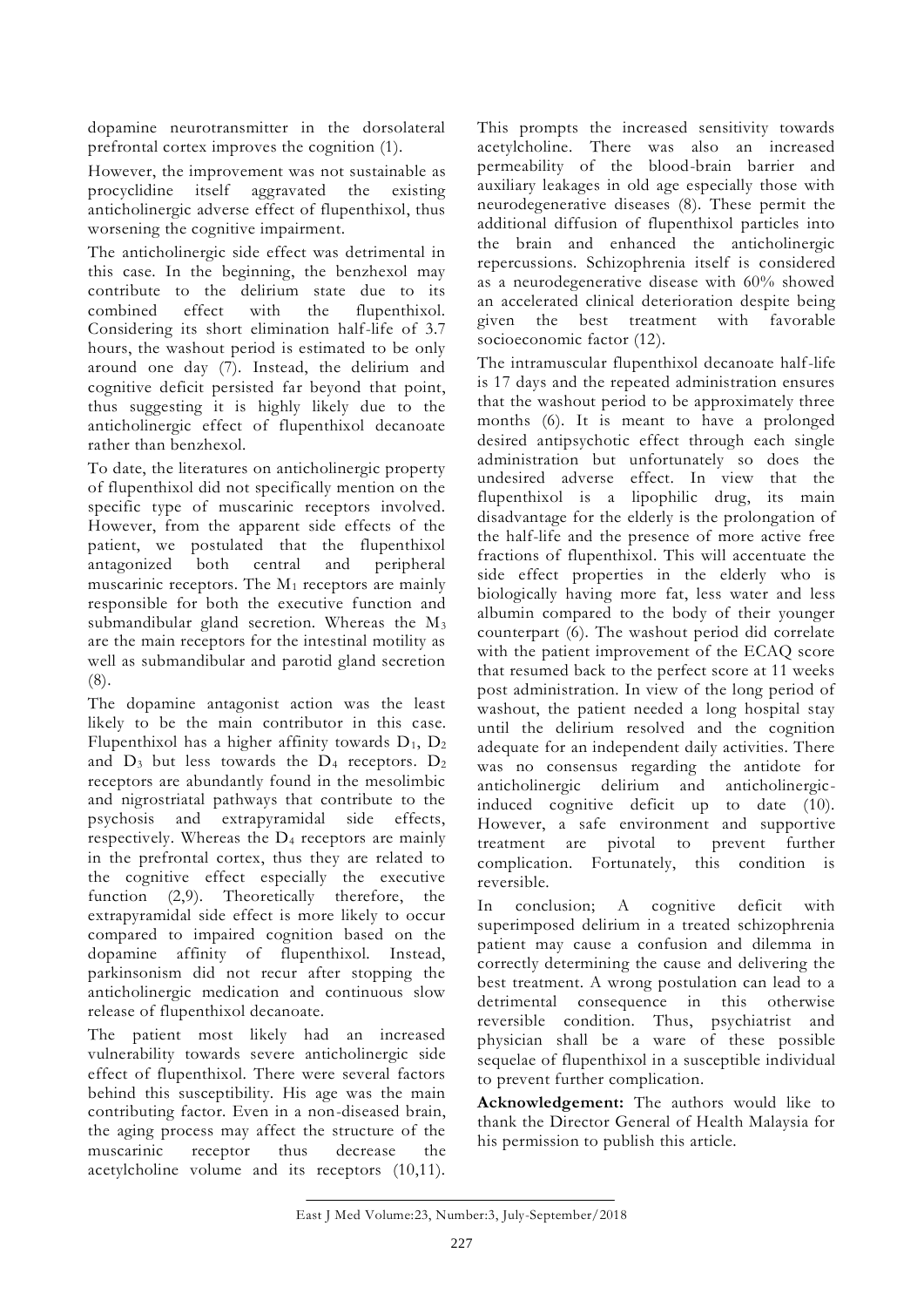dopamine neurotransmitter in the dorsolateral prefrontal cortex improves the cognition (1).

However, the improvement was not sustainable as procyclidine itself aggravated the existing anticholinergic adverse effect of flupenthixol, thus worsening the cognitive impairment.

The anticholinergic side effect was detrimental in this case. In the beginning, the benzhexol may contribute to the delirium state due to its combined effect with the flupenthixol. Considering its short elimination half-life of 3.7 hours, the washout period is estimated to be only around one day (7). Instead, the delirium and cognitive deficit persisted far beyond that point, thus suggesting it is highly likely due to the anticholinergic effect of flupenthixol decanoate rather than benzhexol.

To date, the literatures on anticholinergic property of flupenthixol did not specifically mention on the specific type of muscarinic receptors involved. However, from the apparent side effects of the patient, we postulated that the flupenthixol antagonized both central and peripheral muscarinic receptors. The $M_1$ receptors are mainly responsible for both the executive function and submandibular gland secretion. Whereas the $M_3$ are the main receptors for the intestinal motility as well as submandibular and parotid gland secretion (8).

The dopamine antagonist action was the least likely to be the main contributor in this case. Flupenthixol has a higher affinity towards $D_1$, $D_2$ and $D_3$ but less towards the $D_4$ receptors. $D_2$ receptors are abundantly found in the mesolimbic and nigrostriatal pathways that contribute to the psychosis and extrapyramidal side effects, respectively. Whereas the $D_4$ receptors are mainly in the prefrontal cortex, thus they are related to the cognitive effect especially the executive function (2,9). Theoretically therefore, the extrapyramidal side effect is more likely to occur compared to impaired cognition based on the dopamine affinity of flupenthixol. Instead, parkinsonism did not recur after stopping the anticholinergic medication and continuous slow release of flupenthixol decanoate.

The patient most likely had an increased vulnerability towards severe anticholinergic side effect of flupenthixol. There were several factors behind this susceptibility. His age was the main contributing factor. Even in a non-diseased brain, the aging process may affect the structure of the muscarinic receptor thus decrease the acetylcholine volume and its receptors (10,11). This prompts the increased sensitivity towards acetylcholine. There was also an increased permeability of the blood-brain barrier and auxiliary leakages in old age especially those with neurodegenerative diseases (8). These permit the additional diffusion of flupenthixol particles into the brain and enhanced the anticholinergic repercussions. Schizophrenia itself is considered as a neurodegenerative disease with 60% showed an accelerated clinical deterioration despite being given the best treatment with favorable socioeconomic factor (12).

The intramuscular flupenthixol decanoate half-life is 17 days and the repeated administration ensures that the washout period to be approximately three months (6). It is meant to have a prolonged desired antipsychotic effect through each single administration but unfortunately so does the undesired adverse effect. In view that the flupenthixol is a lipophilic drug, its main disadvantage for the elderly is the prolongation of the half-life and the presence of more active free fractions of flupenthixol. This will accentuate the side effect properties in the elderly who is biologically having more fat, less water and less albumin compared to the body of their younger counterpart (6). The washout period did correlate with the patient improvement of the ECAQ score that resumed back to the perfect score at 11 weeks post administration. In view of the long period of washout, the patient needed a long hospital stay until the delirium resolved and the cognition adequate for an independent daily activities. There was no consensus regarding the antidote for anticholinergic delirium and anticholinergic-induced cognitive deficit up to date (10). However, a safe environment and supportive treatment are pivotal to prevent further complication. Fortunately, this condition is reversible.

In conclusion; A cognitive deficit with superimposed delirium in a treated schizophrenia patient may cause a confusion and dilemma in correctly determining the cause and delivering the best treatment. A wrong postulation can lead to a detrimental consequence in this otherwise reversible condition. Thus, psychiatrist and physician shall be a ware of these possible sequelae of flupenthixol in a susceptible individual to prevent further complication.

**Acknowledgement:** The authors would like to thank the Director General of Health Malaysia for his permission to publish this article.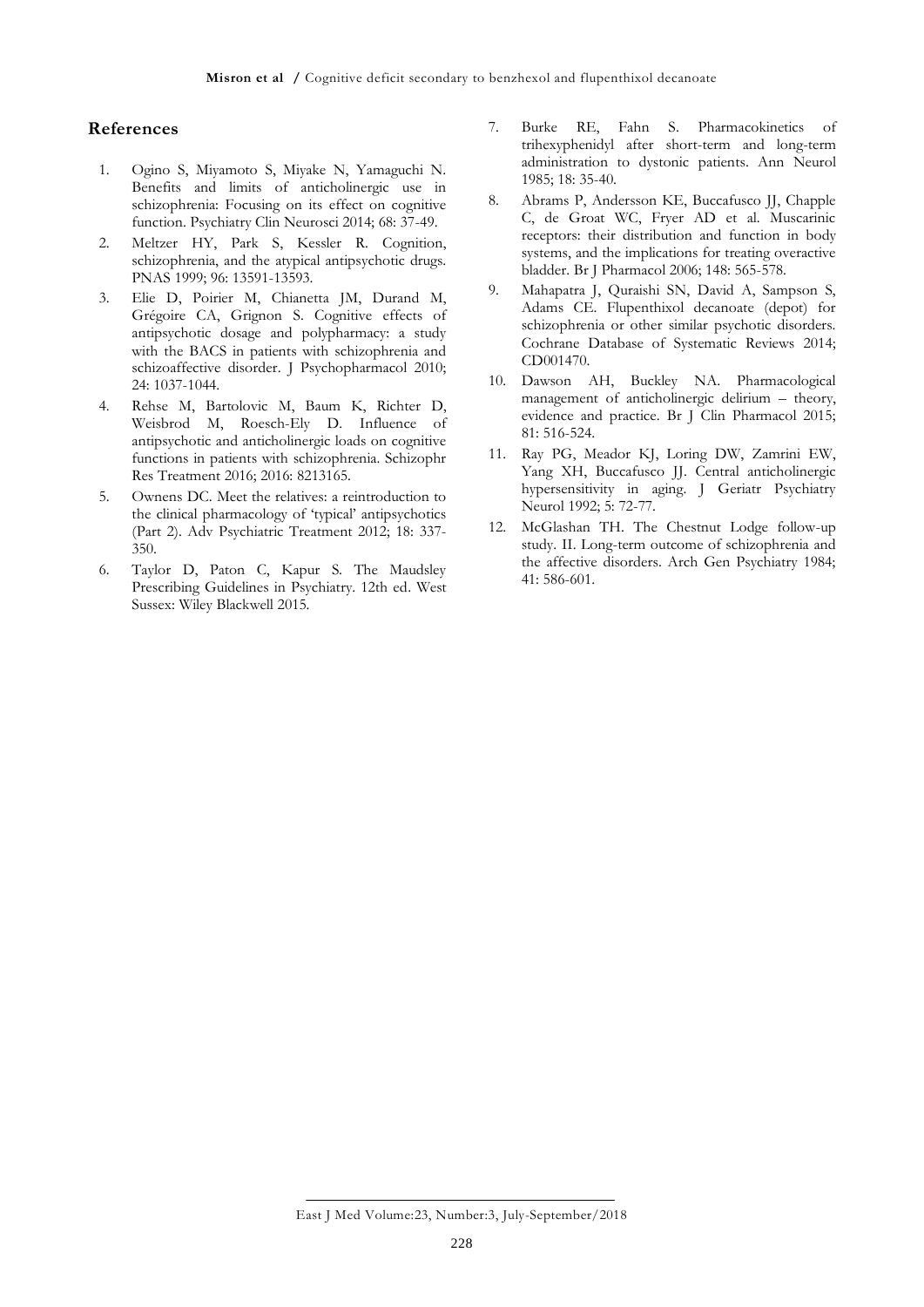## References

1. Ogino S, Miyamoto S, Miyake N, Yamaguchi N. Benefits and limits of anticholinergic use in schizophrenia: Focusing on its effect on cognitive function. Psychiatry Clin Neurosci 2014; 68: 37-49.
2. Meltzer HY, Park S, Kessler R. Cognition, schizophrenia, and the atypical antipsychotic drugs. PNAS 1999; 96: 13591-13593.
3. Elie D, Poirier M, Chianetta JM, Durand M, Grégoire CA, Grignon S. Cognitive effects of antipsychotic dosage and polypharmacy: a study with the BACS in patients with schizophrenia and schizoaffective disorder. J Psychopharmacol 2010; 24: 1037-1044.
4. Rehse M, Bartolovic M, Baum K, Richter D, Weisbrod M, Roesch-Ely D. Influence of antipsychotic and anticholinergic loads on cognitive functions in patients with schizophrenia. Schizophr Res Treatment 2016; 2016: 8213165.
5. Ownens DC. Meet the relatives: a reintroduction to the clinical pharmacology of 'typical' antipsychotics (Part 2). Adv Psychiatric Treatment 2012; 18: 337-350.
6. Taylor D, Paton C, Kapur S. The Maudsley Prescribing Guidelines in Psychiatry. 12th ed. West Sussex: Wiley Blackwell 2015.
7. Burke RE, Fahn S. Pharmacokinetics of trihexyphenidyl after short-term and long-term administration to dystonic patients. Ann Neurol 1985; 18: 35-40.
8. Abrams P, Andersson KE, Buccafusco JJ, Chapple C, de Groat WC, Fryer AD et al. Muscarinic receptors: their distribution and function in body systems, and the implications for treating overactive bladder. Br J Pharmacol 2006; 148: 565-578.
9. Mahapatra J, Quraishi SN, David A, Sampson S, Adams CE. Flupenthixol decanoate (depot) for schizophrenia or other similar psychotic disorders. Cochrane Database of Systematic Reviews 2014; CD001470.
10. Dawson AH, Buckley NA. Pharmacological management of anticholinergic delirium – theory, evidence and practice. Br J Clin Pharmacol 2015; 81: 516-524.
11. Ray PG, Meador KJ, Loring DW, Zamrini EW, Yang XH, Buccafusco JJ. Central anticholinergic hypersensitivity in aging. J Geriatr Psychiatry Neurol 1992; 5: 72-77.
12. McGlashan TH. The Chestnut Lodge follow-up study. II. Long-term outcome of schizophrenia and the affective disorders. Arch Gen Psychiatry 1984; 41: 586-601.